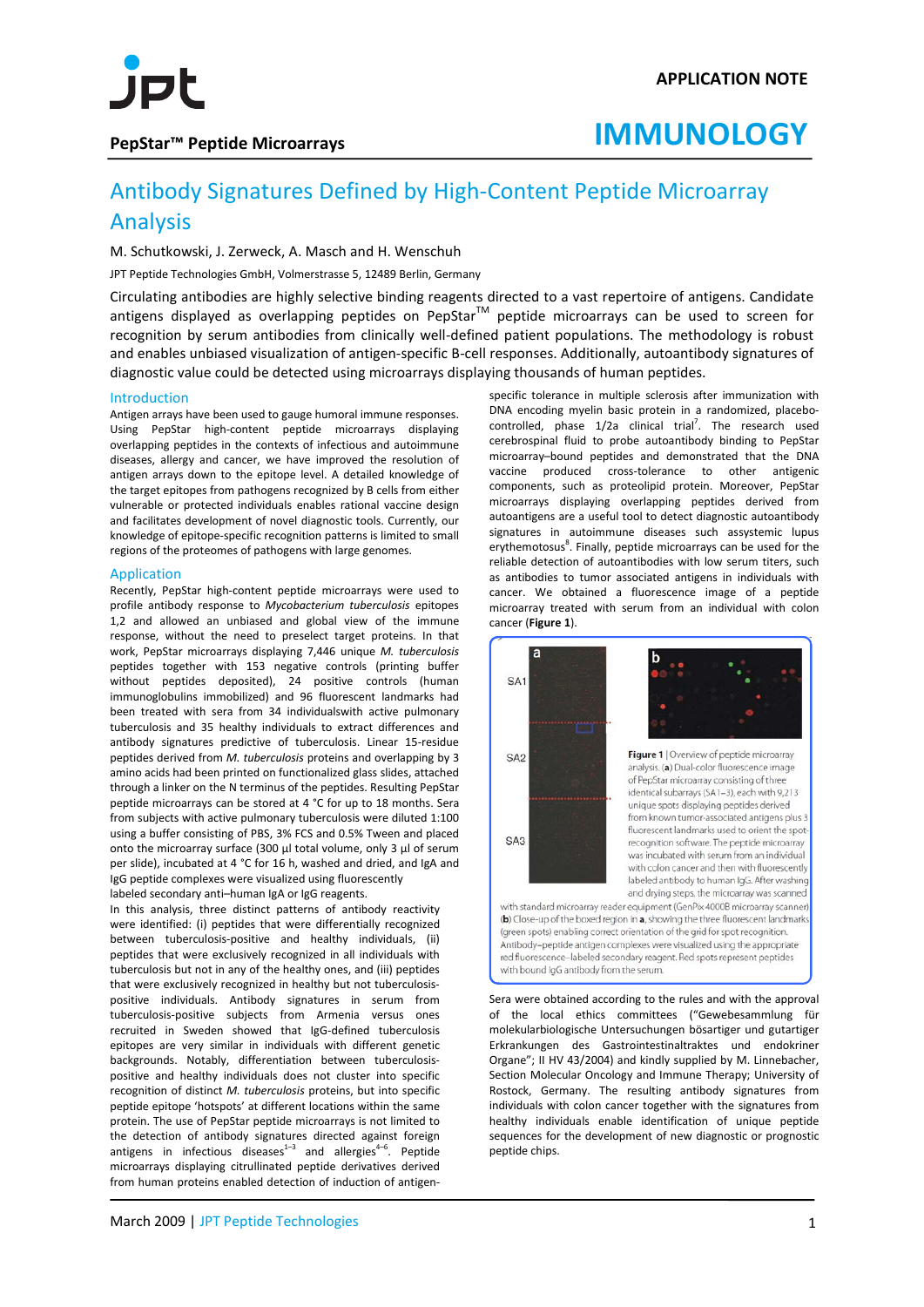APPLICATION NOTE

PepStar™ Peptide Microarrays

# IMMUNOLOGY

## Antibody Signatures Defined by High-Content Peptide Microarray Analysis

M. Schutkowski, J. Zerweck, A. Masch and H. Wenschuh

JPT Peptide Technologies GmbH, Volmerstrasse 5, 12489 Berlin, Germany

Circulating antibodies are highly selective binding reagents directed to a vast repertoire of antigens. Candidate antigens displayed as overlapping peptides on PepStar™ peptide microarrays can be used to screen for recognition by serum antibodies from clinically well-defined patient populations. The methodology is robust and enables unbiased visualization of antigen-specific B-cell responses. Additionally, autoantibody signatures of diagnostic value could be detected using microarrays displaying thousands of human peptides.

### Introduction

Antigen arrays have been used to gauge humoral immune responses. Using PepStar high-content peptide microarrays displaying overlapping peptides in the contexts of infectious and autoimmune diseases, allergy and cancer, we have improved the resolution of antigen arrays down to the epitope level. A detailed knowledge of the target epitopes from pathogens recognized by B cells from either vulnerable or protected individuals enables rational vaccine design and facilitates development of novel diagnostic tools. Currently, our knowledge of epitope-specific recognition patterns is limited to small regions of the proteomes of pathogens with large genomes.

### Application

Recently, PepStar high-content peptide microarrays were used to profile antibody response to *Mycobacterium tuberculosis* epitopes 1,2 and allowed an unbiased and global view of the immune response, without the need to preselect target proteins. In that work, PepStar microarrays displaying 7,446 unique *M. tuberculosis* peptides together with 153 negative controls (printing buffer without peptides deposited), 24 positive controls (human immunoglobulins immobilized) and 96 fluorescent landmarks had been treated with sera from 34 individualswith active pulmonary tuberculosis and 35 healthy individuals to extract differences and antibody signatures predictive of tuberculosis. Linear 15-residue peptides derived from *M. tuberculosis* proteins and overlapping by 3 amino acids had been printed on functionalized glass slides, attached through a linker on the N terminus of the peptides. Resulting PepStar peptide microarrays can be stored at 4 °C for up to 18 months. Sera from subjects with active pulmonary tuberculosis were diluted 1:100 using a buffer consisting of PBS, 3% FCS and 0.5% Tween and placed onto the microarray surface (300 µl total volume, only 3 µl of serum per slide), incubated at 4 °C for 16 h, washed and dried, and IgA and IgG peptide complexes were visualized using fluorescently labeled secondary anti–human IgA or IgG reagents.

In this analysis, three distinct patterns of antibody reactivity were identified: (i) peptides that were differentially recognized between tuberculosis-positive and healthy individuals, (ii) peptides that were exclusively recognized in all individuals with tuberculosis but not in any of the healthy ones, and (iii) peptides that were exclusively recognized in healthy but not tuberculosis-positive individuals. Antibody signatures in serum from tuberculosis-positive subjects from Armenia versus ones recruited in Sweden showed that IgG-defined tuberculosis epitopes are very similar in individuals with different genetic backgrounds. Notably, differentiation between tuberculosis-positive and healthy individuals does not cluster into specific recognition of distinct *M. tuberculosis* proteins, but into specific peptide epitope 'hotspots' at different locations within the same protein. The use of PepStar peptide microarrays is not limited to the detection of antibody signatures directed against foreign antigens in infectious diseases[1–3] and allergies[4–6]. Peptide microarrays displaying citrullinated peptide derivatives derived from human proteins enabled detection of induction of antigen-specific tolerance in multiple sclerosis after immunization with DNA encoding myelin basic protein in a randomized, placebo-controlled, phase 1/2a clinical trial[7]. The research used cerebrospinal fluid to probe autoantibody binding to PepStar microarray–bound peptides and demonstrated that the DNA vaccine produced cross-tolerance to other antigenic components, such as proteolipid protein. Moreover, PepStar microarrays displaying overlapping peptides derived from autoantigens are a useful tool to detect diagnostic autoantibody signatures in autoimmune diseases such assystemic lupus erythemotosus[8]. Finally, peptide microarrays can be used for the reliable detection of autoantibodies with low serum titers, such as antibodies to tumor associated antigens in individuals with cancer. We obtained a fluorescence image of a peptide microarray treated with serum from an individual with colon cancer (**Figure 1**).

**Figure 1** | Overview of peptide microarray analysis. (**a**) Dual-color fluorescence image of PepStar microarray consisting of three identical subarrays (SA1–3), each with 9,213 unique spots displaying peptides derived from known tumor-associated antigens plus 3 fluorescent landmarks used to orient the spot-recognition software. The peptide microarray was incubated with serum from an individual with colon cancer and then with fluorescently labeled antibody to human IgG. After washing and drying steps, the microarray was scanned with standard microarray reader equipment (GenPix 4000B microarray scanner). (**b**) Close-up of the boxed region in **a**, showing the three fluorescent landmarks (green spots) enabling correct orientation of the grid for spot recognition. Antibody–peptide antigen complexes were visualized using the appropriate red fluorescence–labeled secondary reagent. Red spots represent peptides with bound IgG antibody from the serum.

Sera were obtained according to the rules and with the approval of the local ethics committees ("Gewebesammlung für molekularbiologische Untersuchungen bösartiger und gutartiger Erkrankungen des Gastrointestinaltraktes und endokriner Organe"; II HV 43/2004) and kindly supplied by M. Linnebacher, Section Molecular Oncology and Immune Therapy; University of Rostock, Germany. The resulting antibody signatures from individuals with colon cancer together with the signatures from healthy individuals enable identification of unique peptide sequences for the development of new diagnostic or prognostic peptide chips.

March 2009 | JPT Peptide Technologies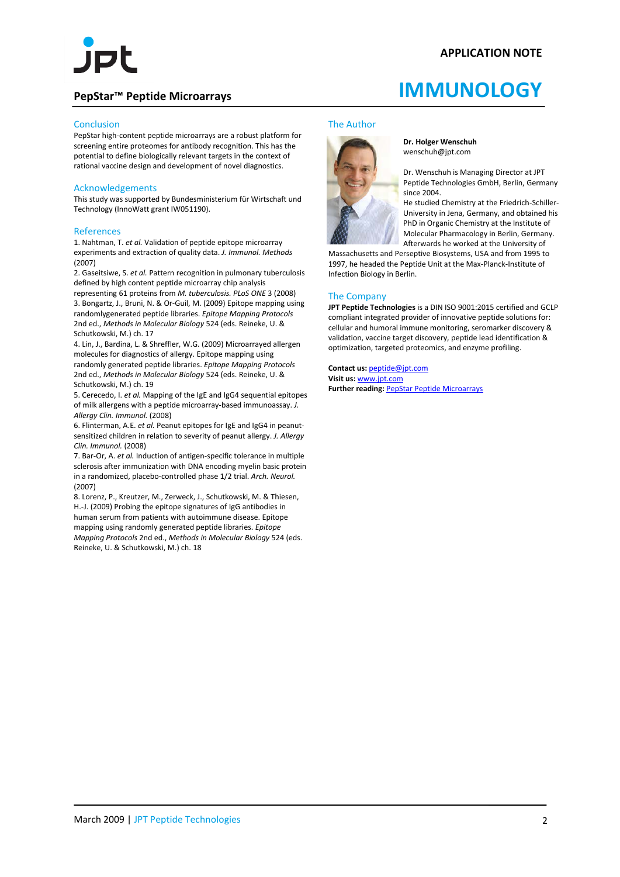## Conclusion

PepStar high-content peptide microarrays are a robust platform for screening entire proteomes for antibody recognition. This has the potential to define biologically relevant targets in the context of rational vaccine design and development of novel diagnostics.

## Acknowledgements

This study was supported by Bundesministerium für Wirtschaft und Technology (InnoWatt grant IW051190).

## References

1. Nahtman, T. *et al.* Validation of peptide epitope microarray experiments and extraction of quality data. *J. Immunol. Methods* (2007)
2. Gaseitsiwe, S. *et al.* Pattern recognition in pulmonary tuberculosis defined by high content peptide microarray chip analysis representing 61 proteins from *M. tuberculosis. PLoS ONE* 3 (2008)
3. Bongartz, J., Bruni, N. & Or-Guil, M. (2009) Epitope mapping using randomlygenerated peptide libraries. *Epitope Mapping Protocols* 2nd ed., *Methods in Molecular Biology* 524 (eds. Reineke, U. & Schutkowski, M.) ch. 17
4. Lin, J., Bardina, L. & Shreffler, W.G. (2009) Microarrayed allergen molecules for diagnostics of allergy. Epitope mapping using randomly generated peptide libraries. *Epitope Mapping Protocols* 2nd ed., *Methods in Molecular Biology* 524 (eds. Reineke, U. & Schutkowski, M.) ch. 19
5. Cerecedo, I. *et al.* Mapping of the IgE and IgG4 sequential epitopes of milk allergens with a peptide microarray-based immunoassay. *J. Allergy Clin. Immunol.* (2008)
6. Flinterman, A.E. *et al.* Peanut epitopes for IgE and IgG4 in peanut-sensitized children in relation to severity of peanut allergy. *J. Allergy Clin. Immunol.* (2008)
7. Bar-Or, A. *et al.* Induction of antigen-specific tolerance in multiple sclerosis after immunization with DNA encoding myelin basic protein in a randomized, placebo-controlled phase 1/2 trial. *Arch. Neurol.* (2007)
8. Lorenz, P., Kreutzer, M., Zerweck, J., Schutkowski, M. & Thiesen, H.-J. (2009) Probing the epitope signatures of IgG antibodies in human serum from patients with autoimmune disease. Epitope mapping using randomly generated peptide libraries. *Epitope Mapping Protocols* 2nd ed., *Methods in Molecular Biology* 524 (eds. Reineke, U. & Schutkowski, M.) ch. 18

## The Author

**Dr. Holger Wenschuh**
wenschuh@jpt.com

Dr. Wenschuh is Managing Director at JPT Peptide Technologies GmbH, Berlin, Germany since 2004.
He studied Chemistry at the Friedrich-Schiller-University in Jena, Germany, and obtained his PhD in Organic Chemistry at the Institute of Molecular Pharmacology in Berlin, Germany. Afterwards he worked at the University of Massachusetts and Perseptive Biosystems, USA and from 1995 to 1997, he headed the Peptide Unit at the Max-Planck-Institute of Infection Biology in Berlin.

## The Company

**JPT Peptide Technologies** is a DIN ISO 9001:2015 certified and GCLP compliant integrated provider of innovative peptide solutions for: cellular and humoral immune monitoring, seromarker discovery & validation, vaccine target discovery, peptide lead identification & optimization, targeted proteomics, and enzyme profiling.

**Contact us:** peptide@jpt.com
**Visit us:** www.jpt.com
**Further reading:** PepStar Peptide Microarrays